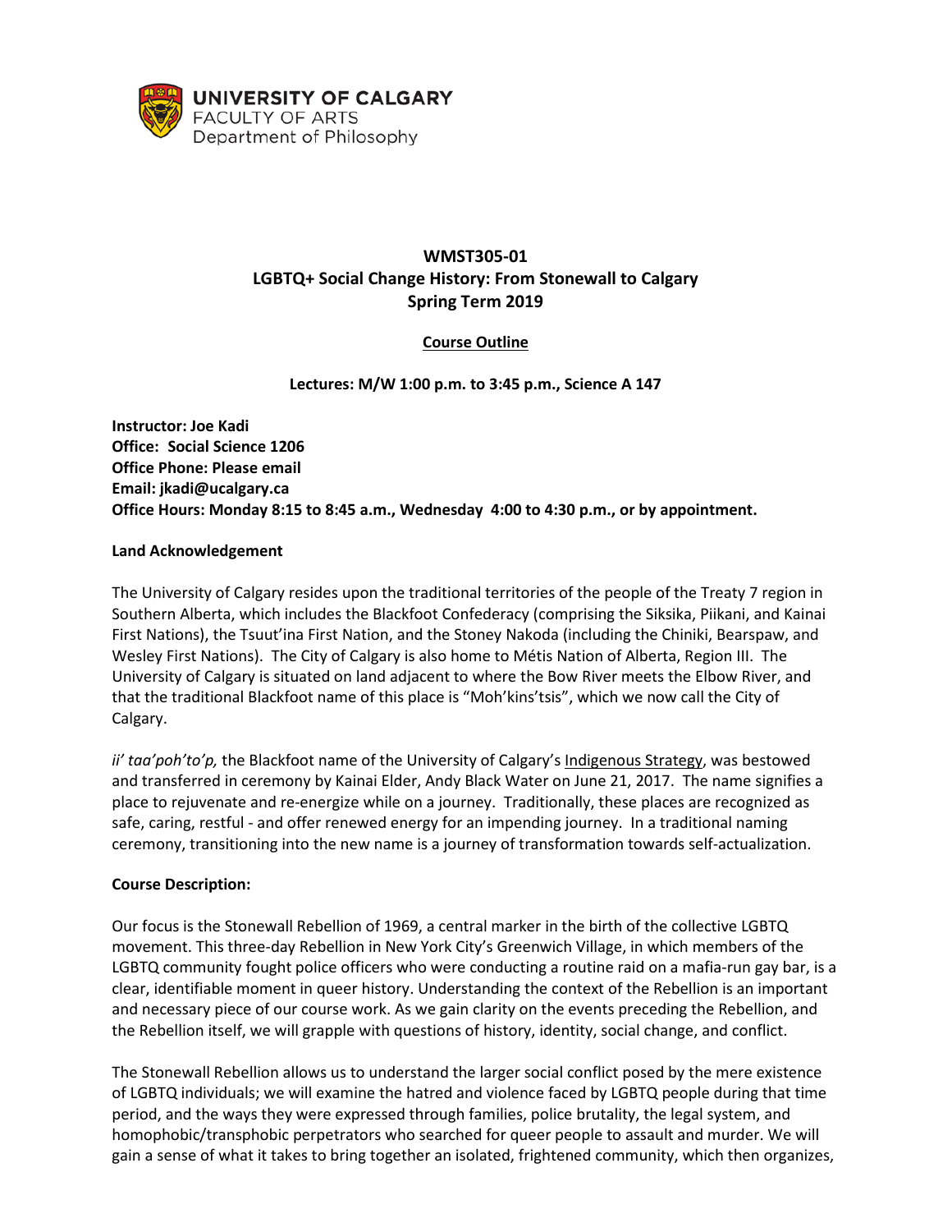UNIVERSITY OF CALGARY
FACULTY OF ARTS
Department of Philosophy

# WMST305-01
# LGBTQ+ Social Change History: From Stonewall to Calgary
# Spring Term 2019

## Course Outline

**Lectures: M/W 1:00 p.m. to 3:45 p.m., Science A 147**

**Instructor: Joe Kadi**
**Office: Social Science 1206**
**Office Phone: Please email**
**Email: jkadi@ucalgary.ca**
**Office Hours: Monday 8:15 to 8:45 a.m., Wednesday 4:00 to 4:30 p.m., or by appointment.**

**Land Acknowledgement**

The University of Calgary resides upon the traditional territories of the people of the Treaty 7 region in Southern Alberta, which includes the Blackfoot Confederacy (comprising the Siksika, Piikani, and Kainai First Nations), the Tsuut'ina First Nation, and the Stoney Nakoda (including the Chiniki, Bearspaw, and Wesley First Nations). The City of Calgary is also home to Métis Nation of Alberta, Region III. The University of Calgary is situated on land adjacent to where the Bow River meets the Elbow River, and that the traditional Blackfoot name of this place is "Moh'kins'tsis", which we now call the City of Calgary.

*ii' taa'poh'to'p,* the Blackfoot name of the University of Calgary's Indigenous Strategy, was bestowed and transferred in ceremony by Kainai Elder, Andy Black Water on June 21, 2017. The name signifies a place to rejuvenate and re-energize while on a journey. Traditionally, these places are recognized as safe, caring, restful - and offer renewed energy for an impending journey. In a traditional naming ceremony, transitioning into the new name is a journey of transformation towards self-actualization.

**Course Description:**

Our focus is the Stonewall Rebellion of 1969, a central marker in the birth of the collective LGBTQ movement. This three-day Rebellion in New York City's Greenwich Village, in which members of the LGBTQ community fought police officers who were conducting a routine raid on a mafia-run gay bar, is a clear, identifiable moment in queer history. Understanding the context of the Rebellion is an important and necessary piece of our course work. As we gain clarity on the events preceding the Rebellion, and the Rebellion itself, we will grapple with questions of history, identity, social change, and conflict.

The Stonewall Rebellion allows us to understand the larger social conflict posed by the mere existence of LGBTQ individuals; we will examine the hatred and violence faced by LGBTQ people during that time period, and the ways they were expressed through families, police brutality, the legal system, and homophobic/transphobic perpetrators who searched for queer people to assault and murder. We will gain a sense of what it takes to bring together an isolated, frightened community, which then organizes,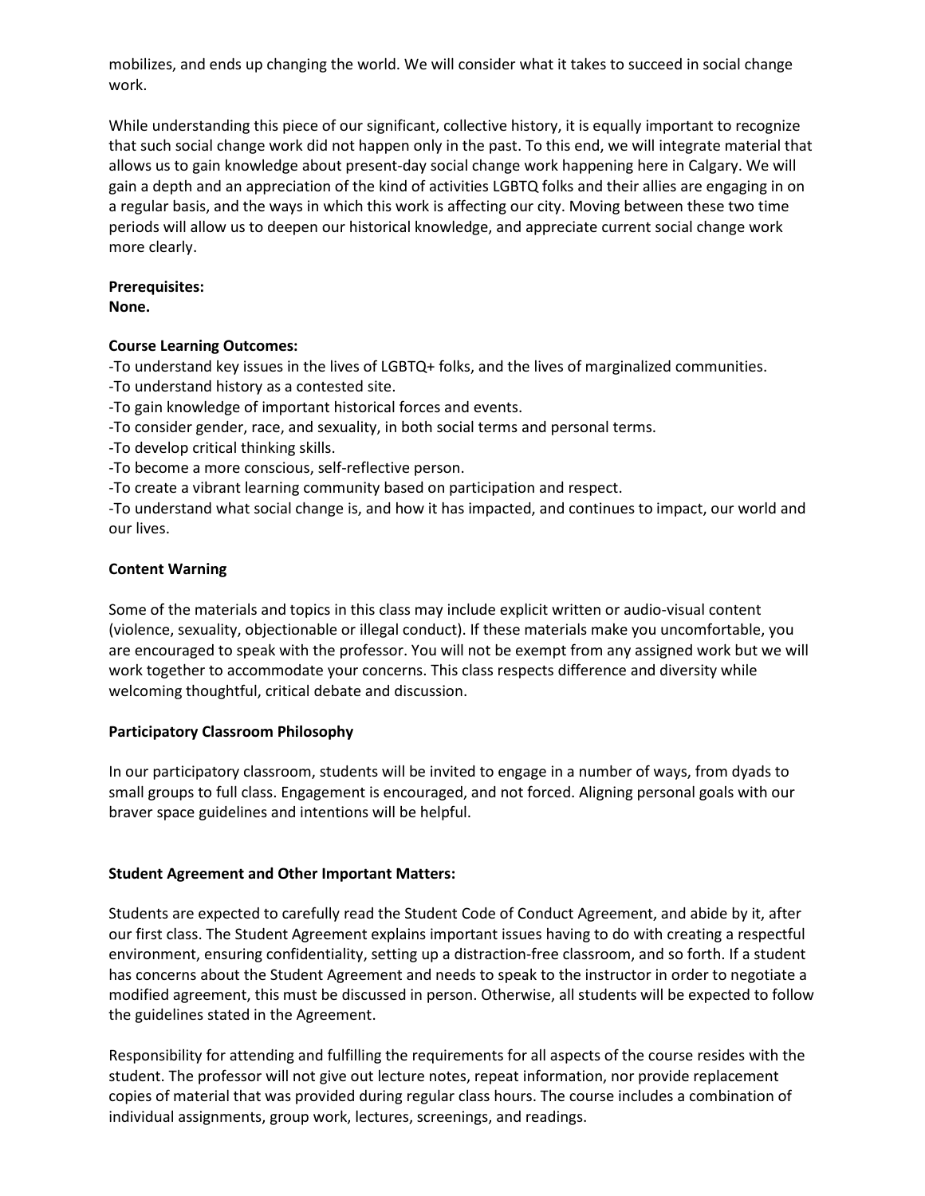mobilizes, and ends up changing the world. We will consider what it takes to succeed in social change work.

While understanding this piece of our significant, collective history, it is equally important to recognize that such social change work did not happen only in the past. To this end, we will integrate material that allows us to gain knowledge about present-day social change work happening here in Calgary. We will gain a depth and an appreciation of the kind of activities LGBTQ folks and their allies are engaging in on a regular basis, and the ways in which this work is affecting our city. Moving between these two time periods will allow us to deepen our historical knowledge, and appreciate current social change work more clearly.

**Prerequisites:**
**None.**

**Course Learning Outcomes:**

-To understand key issues in the lives of LGBTQ+ folks, and the lives of marginalized communities.
-To understand history as a contested site.
-To gain knowledge of important historical forces and events.
-To consider gender, race, and sexuality, in both social terms and personal terms.
-To develop critical thinking skills.
-To become a more conscious, self-reflective person.
-To create a vibrant learning community based on participation and respect.
-To understand what social change is, and how it has impacted, and continues to impact, our world and our lives.

**Content Warning**

Some of the materials and topics in this class may include explicit written or audio-visual content (violence, sexuality, objectionable or illegal conduct). If these materials make you uncomfortable, you are encouraged to speak with the professor. You will not be exempt from any assigned work but we will work together to accommodate your concerns. This class respects difference and diversity while welcoming thoughtful, critical debate and discussion.

**Participatory Classroom Philosophy**

In our participatory classroom, students will be invited to engage in a number of ways, from dyads to small groups to full class. Engagement is encouraged, and not forced. Aligning personal goals with our braver space guidelines and intentions will be helpful.

**Student Agreement and Other Important Matters:**

Students are expected to carefully read the Student Code of Conduct Agreement, and abide by it, after our first class. The Student Agreement explains important issues having to do with creating a respectful environment, ensuring confidentiality, setting up a distraction-free classroom, and so forth. If a student has concerns about the Student Agreement and needs to speak to the instructor in order to negotiate a modified agreement, this must be discussed in person. Otherwise, all students will be expected to follow the guidelines stated in the Agreement.

Responsibility for attending and fulfilling the requirements for all aspects of the course resides with the student. The professor will not give out lecture notes, repeat information, nor provide replacement copies of material that was provided during regular class hours. The course includes a combination of individual assignments, group work, lectures, screenings, and readings.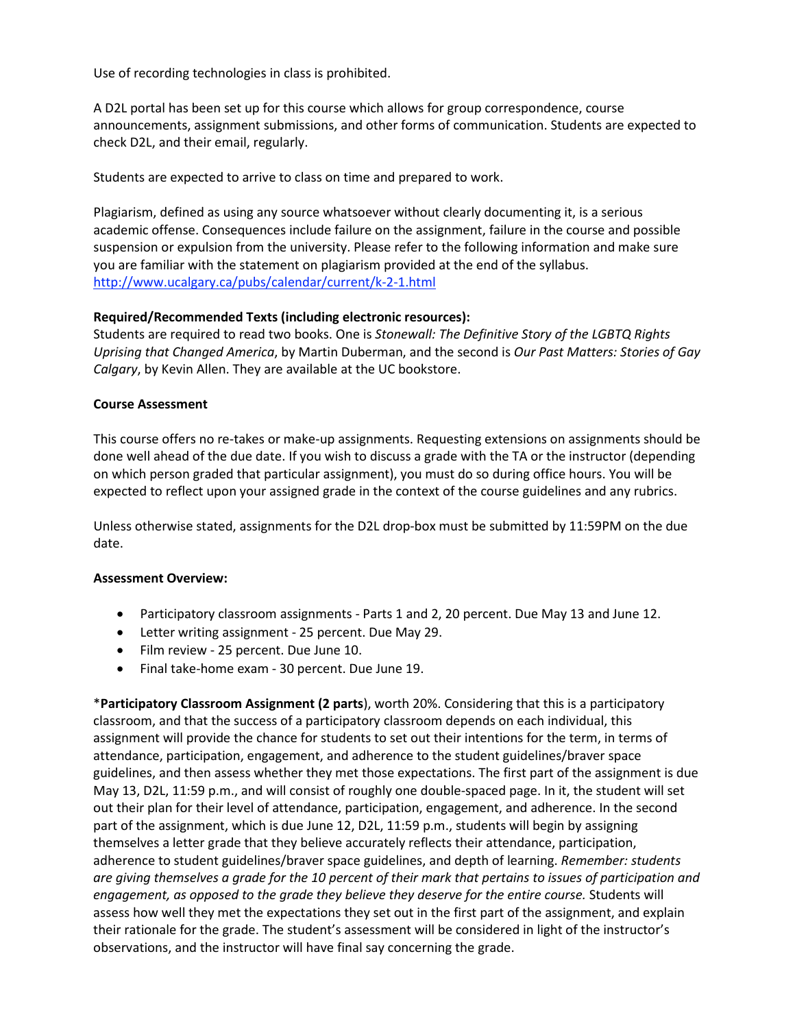Use of recording technologies in class is prohibited.

A D2L portal has been set up for this course which allows for group correspondence, course announcements, assignment submissions, and other forms of communication. Students are expected to check D2L, and their email, regularly.

Students are expected to arrive to class on time and prepared to work.

Plagiarism, defined as using any source whatsoever without clearly documenting it, is a serious academic offense. Consequences include failure on the assignment, failure in the course and possible suspension or expulsion from the university. Please refer to the following information and make sure you are familiar with the statement on plagiarism provided at the end of the syllabus. http://www.ucalgary.ca/pubs/calendar/current/k-2-1.html

**Required/Recommended Texts (including electronic resources):**
Students are required to read two books. One is *Stonewall: The Definitive Story of the LGBTQ Rights Uprising that Changed America*, by Martin Duberman, and the second is *Our Past Matters: Stories of Gay Calgary*, by Kevin Allen. They are available at the UC bookstore.

**Course Assessment**

This course offers no re-takes or make-up assignments. Requesting extensions on assignments should be done well ahead of the due date. If you wish to discuss a grade with the TA or the instructor (depending on which person graded that particular assignment), you must do so during office hours. You will be expected to reflect upon your assigned grade in the context of the course guidelines and any rubrics.

Unless otherwise stated, assignments for the D2L drop-box must be submitted by 11:59PM on the due date.

**Assessment Overview:**

- Participatory classroom assignments - Parts 1 and 2, 20 percent. Due May 13 and June 12.
- Letter writing assignment - 25 percent. Due May 29.
- Film review - 25 percent. Due June 10.
- Final take-home exam - 30 percent. Due June 19.

*__Participatory Classroom Assignment (2 parts__), worth 20%. Considering that this is a participatory classroom, and that the success of a participatory classroom depends on each individual, this assignment will provide the chance for students to set out their intentions for the term, in terms of attendance, participation, engagement, and adherence to the student guidelines/braver space guidelines, and then assess whether they met those expectations. The first part of the assignment is due May 13, D2L, 11:59 p.m., and will consist of roughly one double-spaced page. In it, the student will set out their plan for their level of attendance, participation, engagement, and adherence. In the second part of the assignment, which is due June 12, D2L, 11:59 p.m., students will begin by assigning themselves a letter grade that they believe accurately reflects their attendance, participation, adherence to student guidelines/braver space guidelines, and depth of learning. *Remember: students are giving themselves a grade for the 10 percent of their mark that pertains to issues of participation and engagement, as opposed to the grade they believe they deserve for the entire course.* Students will assess how well they met the expectations they set out in the first part of the assignment, and explain their rationale for the grade. The student's assessment will be considered in light of the instructor's observations, and the instructor will have final say concerning the grade.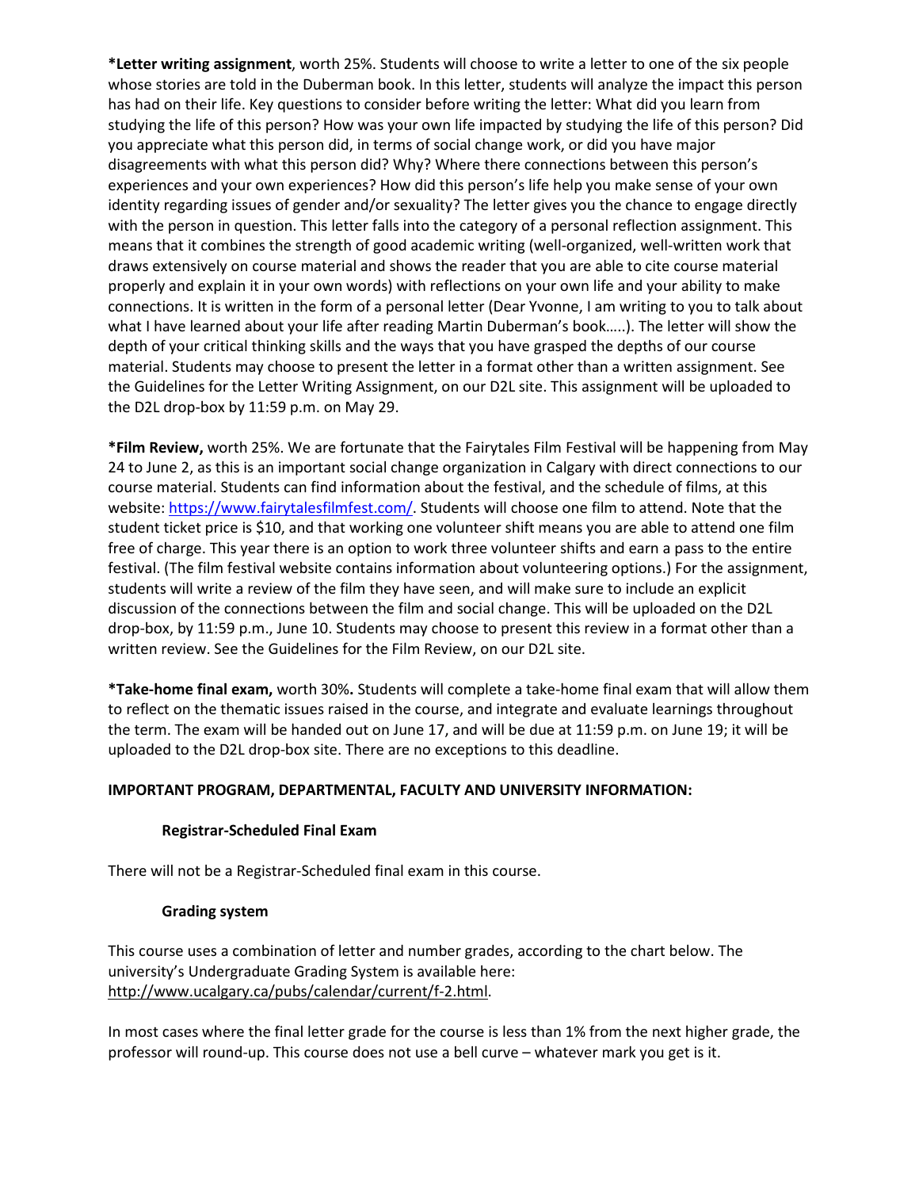**\*Letter writing assignment**, worth 25%. Students will choose to write a letter to one of the six people whose stories are told in the Duberman book. In this letter, students will analyze the impact this person has had on their life. Key questions to consider before writing the letter: What did you learn from studying the life of this person? How was your own life impacted by studying the life of this person? Did you appreciate what this person did, in terms of social change work, or did you have major disagreements with what this person did? Why? Where there connections between this person's experiences and your own experiences? How did this person's life help you make sense of your own identity regarding issues of gender and/or sexuality? The letter gives you the chance to engage directly with the person in question. This letter falls into the category of a personal reflection assignment. This means that it combines the strength of good academic writing (well-organized, well-written work that draws extensively on course material and shows the reader that you are able to cite course material properly and explain it in your own words) with reflections on your own life and your ability to make connections. It is written in the form of a personal letter (Dear Yvonne, I am writing to you to talk about what I have learned about your life after reading Martin Duberman's book…..). The letter will show the depth of your critical thinking skills and the ways that you have grasped the depths of our course material. Students may choose to present the letter in a format other than a written assignment. See the Guidelines for the Letter Writing Assignment, on our D2L site. This assignment will be uploaded to the D2L drop-box by 11:59 p.m. on May 29.

**\*Film Review,** worth 25%. We are fortunate that the Fairytales Film Festival will be happening from May 24 to June 2, as this is an important social change organization in Calgary with direct connections to our course material. Students can find information about the festival, and the schedule of films, at this website: https://www.fairytalesfilmfest.com/. Students will choose one film to attend. Note that the student ticket price is $10, and that working one volunteer shift means you are able to attend one film free of charge. This year there is an option to work three volunteer shifts and earn a pass to the entire festival. (The film festival website contains information about volunteering options.) For the assignment, students will write a review of the film they have seen, and will make sure to include an explicit discussion of the connections between the film and social change. This will be uploaded on the D2L drop-box, by 11:59 p.m., June 10. Students may choose to present this review in a format other than a written review. See the Guidelines for the Film Review, on our D2L site.

**\*Take-home final exam,** worth 30%**.** Students will complete a take-home final exam that will allow them to reflect on the thematic issues raised in the course, and integrate and evaluate learnings throughout the term. The exam will be handed out on June 17, and will be due at 11:59 p.m. on June 19; it will be uploaded to the D2L drop-box site. There are no exceptions to this deadline.

## IMPORTANT PROGRAM, DEPARTMENTAL, FACULTY AND UNIVERSITY INFORMATION:

### Registrar-Scheduled Final Exam

There will not be a Registrar-Scheduled final exam in this course.

### Grading system

This course uses a combination of letter and number grades, according to the chart below. The university's Undergraduate Grading System is available here: http://www.ucalgary.ca/pubs/calendar/current/f-2.html.

In most cases where the final letter grade for the course is less than 1% from the next higher grade, the professor will round-up. This course does not use a bell curve – whatever mark you get is it.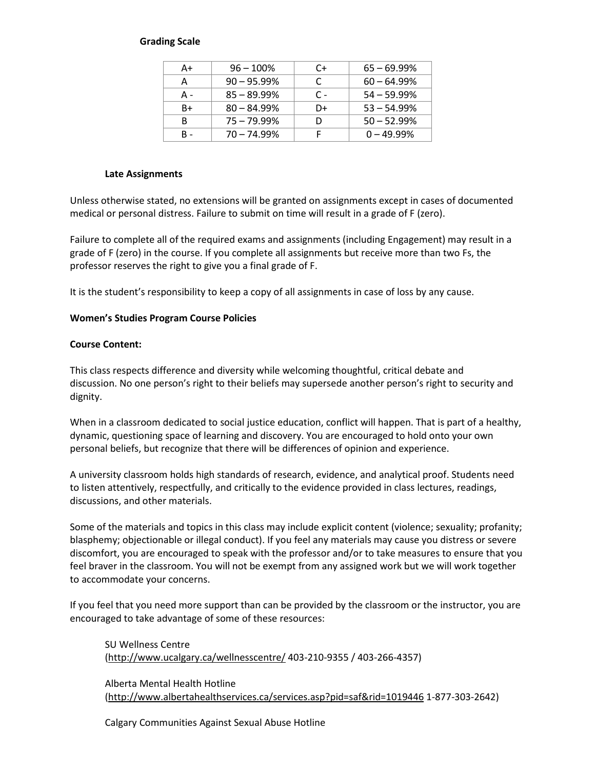**Grading Scale**

| A+ | 96 – 100% | C+ | 65 – 69.99% |
|---|---|---|---|
| A | 90 – 95.99% | C | 60 – 64.99% |
| A - | 85 – 89.99% | C - | 54 – 59.99% |
| B+ | 80 – 84.99% | D+ | 53 – 54.99% |
| B | 75 – 79.99% | D | 50 – 52.99% |
| B - | 70 – 74.99% | F | 0 – 49.99% |

**Late Assignments**

Unless otherwise stated, no extensions will be granted on assignments except in cases of documented medical or personal distress. Failure to submit on time will result in a grade of F (zero).

Failure to complete all of the required exams and assignments (including Engagement) may result in a grade of F (zero) in the course. If you complete all assignments but receive more than two Fs, the professor reserves the right to give you a final grade of F.

It is the student's responsibility to keep a copy of all assignments in case of loss by any cause.

**Women's Studies Program Course Policies**

**Course Content:**

This class respects difference and diversity while welcoming thoughtful, critical debate and discussion. No one person's right to their beliefs may supersede another person's right to security and dignity.

When in a classroom dedicated to social justice education, conflict will happen. That is part of a healthy, dynamic, questioning space of learning and discovery. You are encouraged to hold onto your own personal beliefs, but recognize that there will be differences of opinion and experience.

A university classroom holds high standards of research, evidence, and analytical proof. Students need to listen attentively, respectfully, and critically to the evidence provided in class lectures, readings, discussions, and other materials.

Some of the materials and topics in this class may include explicit content (violence; sexuality; profanity; blasphemy; objectionable or illegal conduct). If you feel any materials may cause you distress or severe discomfort, you are encouraged to speak with the professor and/or to take measures to ensure that you feel braver in the classroom. You will not be exempt from any assigned work but we will work together to accommodate your concerns.

If you feel that you need more support than can be provided by the classroom or the instructor, you are encouraged to take advantage of some of these resources:

SU Wellness Centre
(http://www.ucalgary.ca/wellnesscentre/ 403-210-9355 / 403-266-4357)

Alberta Mental Health Hotline
(http://www.albertahealthservices.ca/services.asp?pid=saf&rid=1019446 1-877-303-2642)

Calgary Communities Against Sexual Abuse Hotline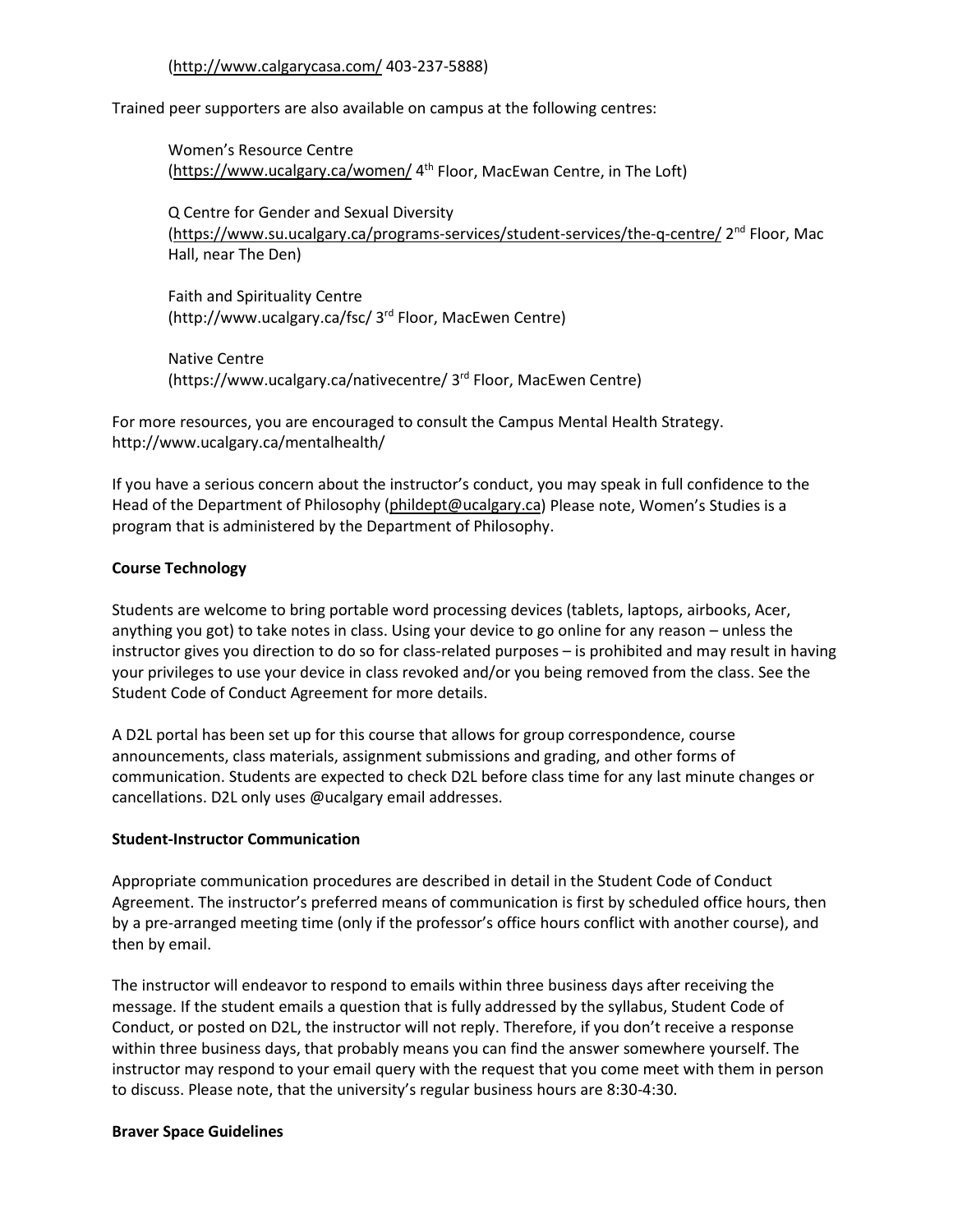(http://www.calgarycasa.com/ 403-237-5888)

Trained peer supporters are also available on campus at the following centres:

Women's Resource Centre
(https://www.ucalgary.ca/women/ 4th Floor, MacEwan Centre, in The Loft)

Q Centre for Gender and Sexual Diversity
(https://www.su.ucalgary.ca/programs-services/student-services/the-q-centre/ 2nd Floor, Mac Hall, near The Den)

Faith and Spirituality Centre
(http://www.ucalgary.ca/fsc/ 3rd Floor, MacEwen Centre)

Native Centre
(https://www.ucalgary.ca/nativecentre/ 3rd Floor, MacEwen Centre)

For more resources, you are encouraged to consult the Campus Mental Health Strategy.
http://www.ucalgary.ca/mentalhealth/

If you have a serious concern about the instructor's conduct, you may speak in full confidence to the Head of the Department of Philosophy (phildept@ucalgary.ca) Please note, Women's Studies is a program that is administered by the Department of Philosophy.

**Course Technology**

Students are welcome to bring portable word processing devices (tablets, laptops, airbooks, Acer, anything you got) to take notes in class. Using your device to go online for any reason – unless the instructor gives you direction to do so for class-related purposes – is prohibited and may result in having your privileges to use your device in class revoked and/or you being removed from the class. See the Student Code of Conduct Agreement for more details.

A D2L portal has been set up for this course that allows for group correspondence, course announcements, class materials, assignment submissions and grading, and other forms of communication. Students are expected to check D2L before class time for any last minute changes or cancellations. D2L only uses @ucalgary email addresses.

**Student-Instructor Communication**

Appropriate communication procedures are described in detail in the Student Code of Conduct Agreement. The instructor's preferred means of communication is first by scheduled office hours, then by a pre-arranged meeting time (only if the professor's office hours conflict with another course), and then by email.

The instructor will endeavor to respond to emails within three business days after receiving the message. If the student emails a question that is fully addressed by the syllabus, Student Code of Conduct, or posted on D2L, the instructor will not reply. Therefore, if you don't receive a response within three business days, that probably means you can find the answer somewhere yourself. The instructor may respond to your email query with the request that you come meet with them in person to discuss. Please note, that the university's regular business hours are 8:30-4:30.

**Braver Space Guidelines**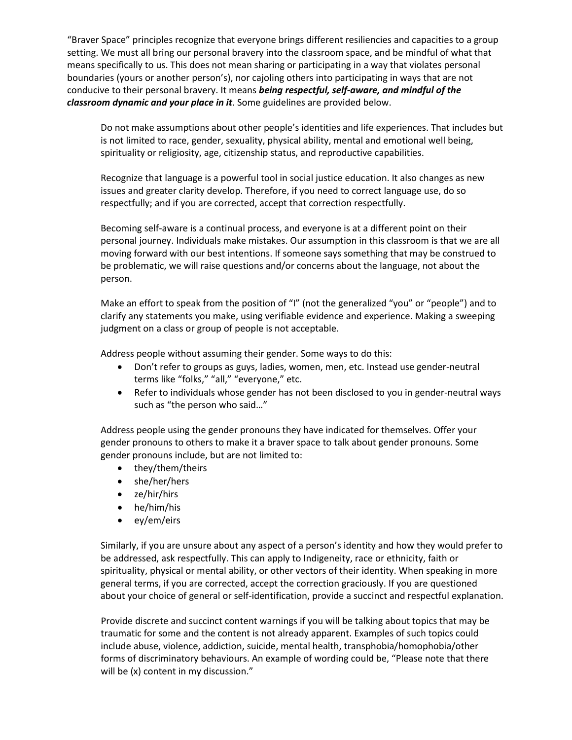"Braver Space" principles recognize that everyone brings different resiliencies and capacities to a group setting. We must all bring our personal bravery into the classroom space, and be mindful of what that means specifically to us. This does not mean sharing or participating in a way that violates personal boundaries (yours or another person's), nor cajoling others into participating in ways that are not conducive to their personal bravery. It means ***being respectful, self-aware, and mindful of the classroom dynamic and your place in it***. Some guidelines are provided below.

Do not make assumptions about other people's identities and life experiences. That includes but is not limited to race, gender, sexuality, physical ability, mental and emotional well being, spirituality or religiosity, age, citizenship status, and reproductive capabilities.

Recognize that language is a powerful tool in social justice education. It also changes as new issues and greater clarity develop. Therefore, if you need to correct language use, do so respectfully; and if you are corrected, accept that correction respectfully.

Becoming self-aware is a continual process, and everyone is at a different point on their personal journey. Individuals make mistakes. Our assumption in this classroom is that we are all moving forward with our best intentions. If someone says something that may be construed to be problematic, we will raise questions and/or concerns about the language, not about the person.

Make an effort to speak from the position of "I" (not the generalized "you" or "people") and to clarify any statements you make, using verifiable evidence and experience. Making a sweeping judgment on a class or group of people is not acceptable.

Address people without assuming their gender. Some ways to do this:

- Don't refer to groups as guys, ladies, women, men, etc. Instead use gender-neutral terms like "folks," "all," "everyone," etc.
- Refer to individuals whose gender has not been disclosed to you in gender-neutral ways such as "the person who said…"

Address people using the gender pronouns they have indicated for themselves. Offer your gender pronouns to others to make it a braver space to talk about gender pronouns. Some gender pronouns include, but are not limited to:

- they/them/theirs
- she/her/hers
- ze/hir/hirs
- he/him/his
- ey/em/eirs

Similarly, if you are unsure about any aspect of a person's identity and how they would prefer to be addressed, ask respectfully. This can apply to Indigeneity, race or ethnicity, faith or spirituality, physical or mental ability, or other vectors of their identity. When speaking in more general terms, if you are corrected, accept the correction graciously. If you are questioned about your choice of general or self-identification, provide a succinct and respectful explanation.

Provide discrete and succinct content warnings if you will be talking about topics that may be traumatic for some and the content is not already apparent. Examples of such topics could include abuse, violence, addiction, suicide, mental health, transphobia/homophobia/other forms of discriminatory behaviours. An example of wording could be, "Please note that there will be (x) content in my discussion."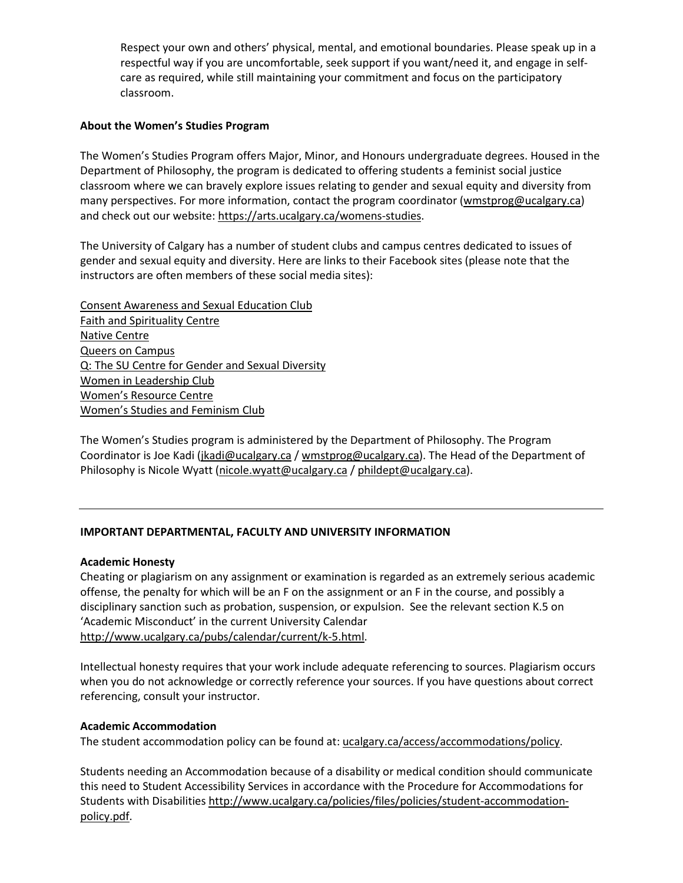Respect your own and others' physical, mental, and emotional boundaries. Please speak up in a respectful way if you are uncomfortable, seek support if you want/need it, and engage in self-care as required, while still maintaining your commitment and focus on the participatory classroom.

**About the Women's Studies Program**

The Women's Studies Program offers Major, Minor, and Honours undergraduate degrees. Housed in the Department of Philosophy, the program is dedicated to offering students a feminist social justice classroom where we can bravely explore issues relating to gender and sexual equity and diversity from many perspectives. For more information, contact the program coordinator (wmstprog@ucalgary.ca) and check out our website: https://arts.ucalgary.ca/womens-studies.

The University of Calgary has a number of student clubs and campus centres dedicated to issues of gender and sexual equity and diversity. Here are links to their Facebook sites (please note that the instructors are often members of these social media sites):

Consent Awareness and Sexual Education Club
Faith and Spirituality Centre
Native Centre
Queers on Campus
Q: The SU Centre for Gender and Sexual Diversity
Women in Leadership Club
Women's Resource Centre
Women's Studies and Feminism Club

The Women's Studies program is administered by the Department of Philosophy. The Program Coordinator is Joe Kadi (jkadi@ucalgary.ca / wmstprog@ucalgary.ca). The Head of the Department of Philosophy is Nicole Wyatt (nicole.wyatt@ucalgary.ca / phildept@ucalgary.ca).

---

**IMPORTANT DEPARTMENTAL, FACULTY AND UNIVERSITY INFORMATION**

**Academic Honesty**
Cheating or plagiarism on any assignment or examination is regarded as an extremely serious academic offense, the penalty for which will be an F on the assignment or an F in the course, and possibly a disciplinary sanction such as probation, suspension, or expulsion. See the relevant section K.5 on 'Academic Misconduct' in the current University Calendar http://www.ucalgary.ca/pubs/calendar/current/k-5.html.

Intellectual honesty requires that your work include adequate referencing to sources. Plagiarism occurs when you do not acknowledge or correctly reference your sources. If you have questions about correct referencing, consult your instructor.

**Academic Accommodation**
The student accommodation policy can be found at: ucalgary.ca/access/accommodations/policy.

Students needing an Accommodation because of a disability or medical condition should communicate this need to Student Accessibility Services in accordance with the Procedure for Accommodations for Students with Disabilities http://www.ucalgary.ca/policies/files/policies/student-accommodation-policy.pdf.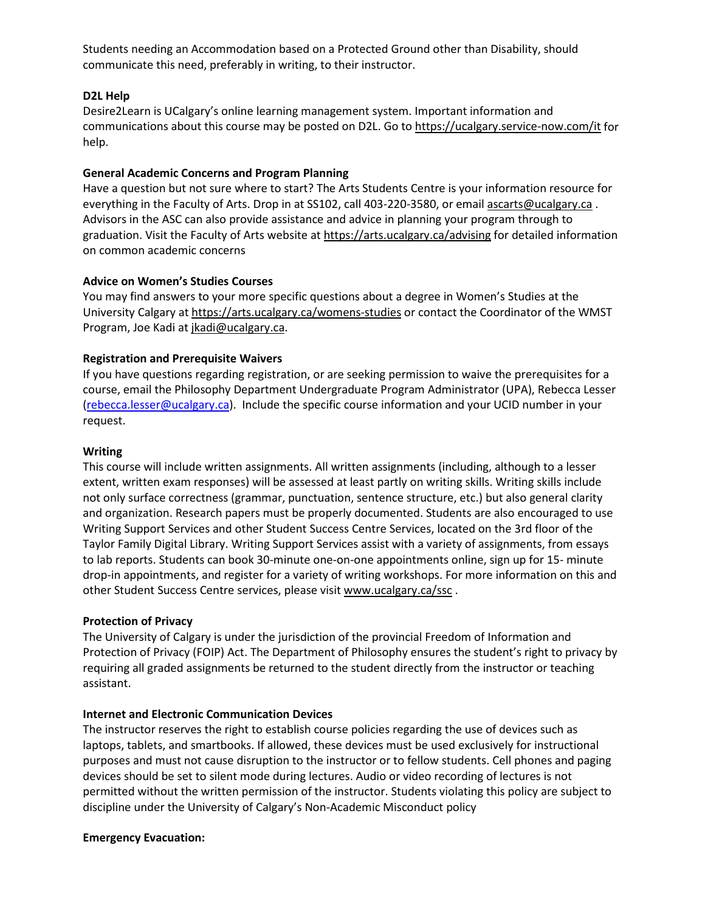Students needing an Accommodation based on a Protected Ground other than Disability, should communicate this need, preferably in writing, to their instructor.

**D2L Help**

Desire2Learn is UCalgary's online learning management system. Important information and communications about this course may be posted on D2L. Go to https://ucalgary.service-now.com/it for help.

**General Academic Concerns and Program Planning**

Have a question but not sure where to start? The Arts Students Centre is your information resource for everything in the Faculty of Arts. Drop in at SS102, call 403-220-3580, or email ascarts@ucalgary.ca . Advisors in the ASC can also provide assistance and advice in planning your program through to graduation. Visit the Faculty of Arts website at https://arts.ucalgary.ca/advising for detailed information on common academic concerns

**Advice on Women's Studies Courses**

You may find answers to your more specific questions about a degree in Women's Studies at the University Calgary at https://arts.ucalgary.ca/womens-studies or contact the Coordinator of the WMST Program, Joe Kadi at jkadi@ucalgary.ca.

**Registration and Prerequisite Waivers**

If you have questions regarding registration, or are seeking permission to waive the prerequisites for a course, email the Philosophy Department Undergraduate Program Administrator (UPA), Rebecca Lesser (rebecca.lesser@ucalgary.ca). Include the specific course information and your UCID number in your request.

**Writing**

This course will include written assignments. All written assignments (including, although to a lesser extent, written exam responses) will be assessed at least partly on writing skills. Writing skills include not only surface correctness (grammar, punctuation, sentence structure, etc.) but also general clarity and organization. Research papers must be properly documented. Students are also encouraged to use Writing Support Services and other Student Success Centre Services, located on the 3rd floor of the Taylor Family Digital Library. Writing Support Services assist with a variety of assignments, from essays to lab reports. Students can book 30-minute one-on-one appointments online, sign up for 15- minute drop-in appointments, and register for a variety of writing workshops. For more information on this and other Student Success Centre services, please visit www.ucalgary.ca/ssc .

**Protection of Privacy**

The University of Calgary is under the jurisdiction of the provincial Freedom of Information and Protection of Privacy (FOIP) Act. The Department of Philosophy ensures the student's right to privacy by requiring all graded assignments be returned to the student directly from the instructor or teaching assistant.

**Internet and Electronic Communication Devices**

The instructor reserves the right to establish course policies regarding the use of devices such as laptops, tablets, and smartbooks. If allowed, these devices must be used exclusively for instructional purposes and must not cause disruption to the instructor or to fellow students. Cell phones and paging devices should be set to silent mode during lectures. Audio or video recording of lectures is not permitted without the written permission of the instructor. Students violating this policy are subject to discipline under the University of Calgary's Non-Academic Misconduct policy

**Emergency Evacuation:**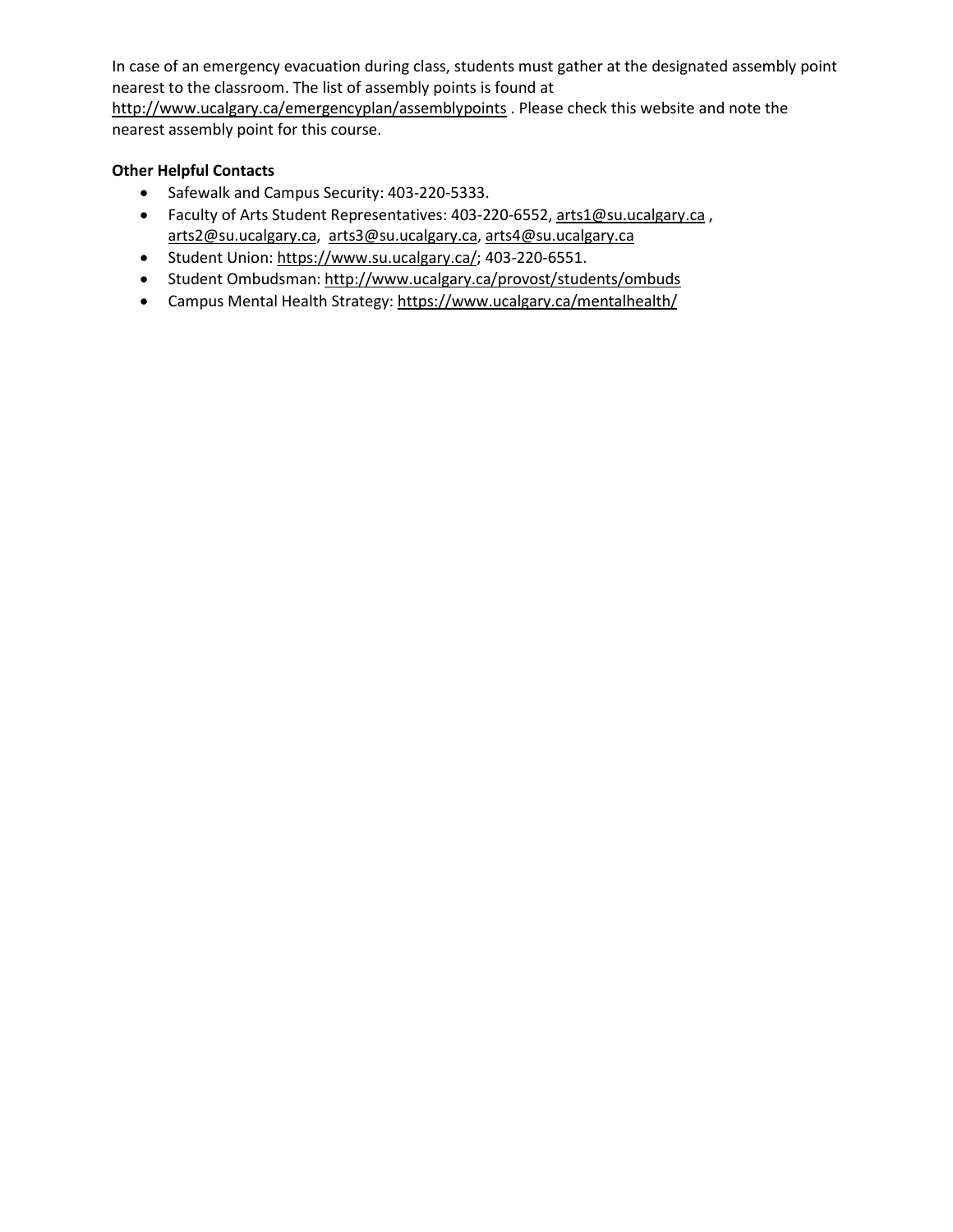In case of an emergency evacuation during class, students must gather at the designated assembly point nearest to the classroom. The list of assembly points is found at http://www.ucalgary.ca/emergencyplan/assemblypoints . Please check this website and note the nearest assembly point for this course.

**Other Helpful Contacts**

- Safewalk and Campus Security: 403-220-5333.
- Faculty of Arts Student Representatives: 403-220-6552, arts1@su.ucalgary.ca , arts2@su.ucalgary.ca, arts3@su.ucalgary.ca, arts4@su.ucalgary.ca
- Student Union: https://www.su.ucalgary.ca/; 403-220-6551.
- Student Ombudsman: http://www.ucalgary.ca/provost/students/ombuds
- Campus Mental Health Strategy: https://www.ucalgary.ca/mentalhealth/